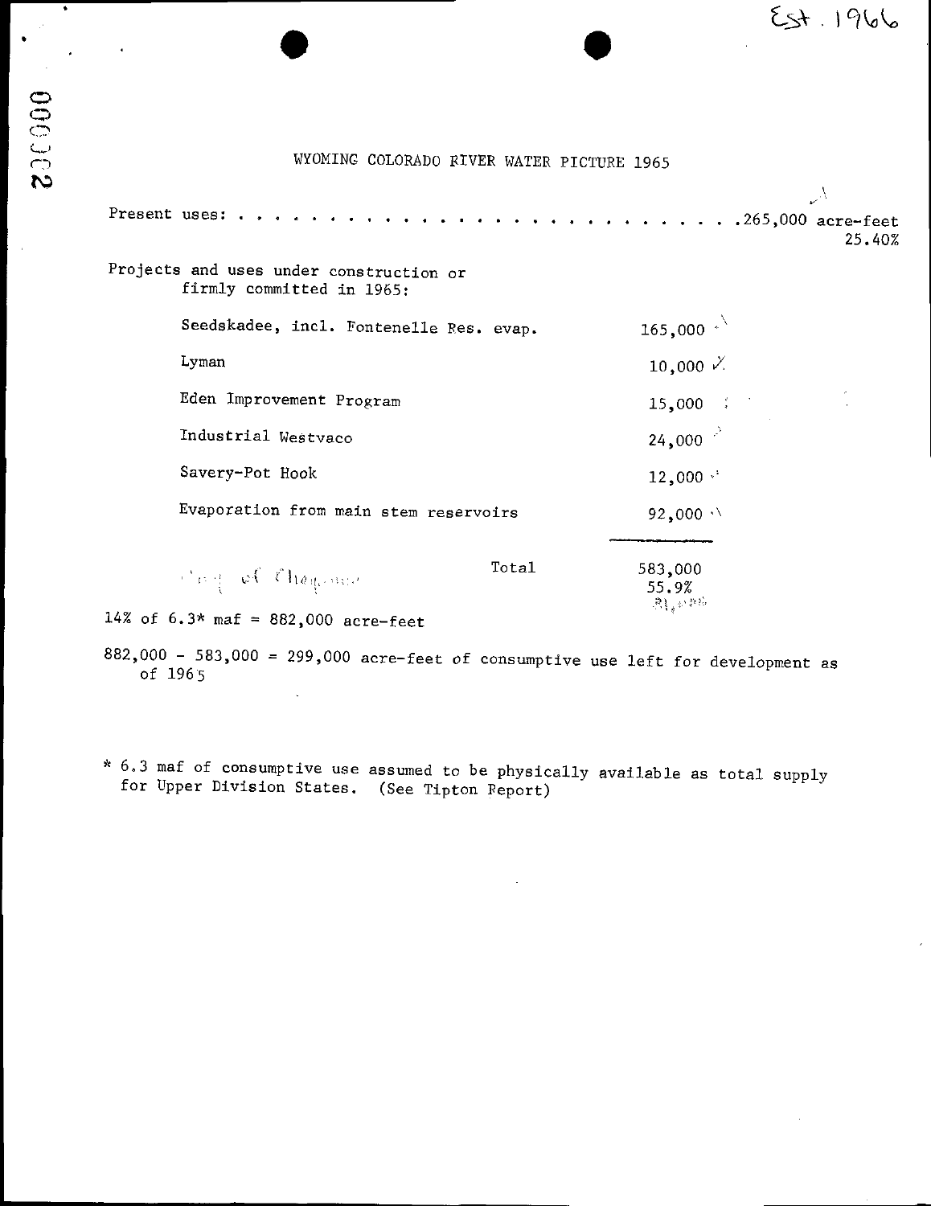Est. 1966

# WYOMING COLORADO RIVER WATER PICTURE 1965

Present uses: . . . . . . . . . . . . . . . . . . . . . . . . . . . . .265,000 acre-feet
25.40%

Projects and uses under construction or firmly committed in 1965:

| | |
|---|---|
| Seedskadee, incl. Fontenelle Res. evap. | 165,000 |
| Lyman | 10,000 |
| Eden Improvement Program | 15,000 |
| Industrial Westvaco | 24,000 |
| Savery-Pot Hook | 12,000 |
| Evaporation from main stem reservoirs | 92,000 |
| Total | 583,000 |
| | 55.9% |

14% of 6.3* maf = 882,000 acre-feet

882,000 - 583,000 = 299,000 acre-feet of consumptive use left for development as of 1965

* 6.3 maf of consumptive use assumed to be physically available as total supply for Upper Division States. (See Tipton Report)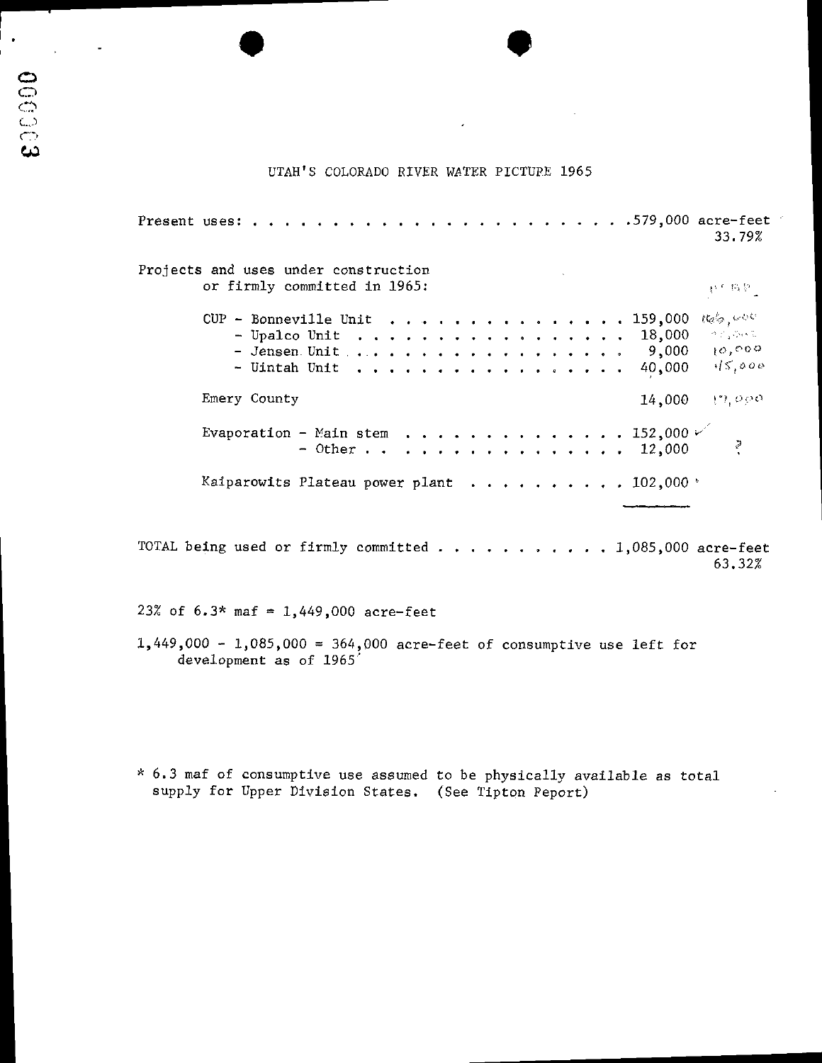# UTAH'S COLORADO RIVER WATER PICTURE 1965

| | | | |
|---|---|---|---|
| Present uses: | 579,000 acre-feet | 33.79% | |
| Projects and uses under construction or firmly committed in 1965: | | | |
| CUP - Bonneville Unit | 159,000 | | 166,000 |
| - Upalco Unit | 18,000 | | |
| - Jensen Unit | 9,000 | | 10,000 |
| - Uintah Unit | 40,000 | | 45,000 |
| Emery County | 14,000 | | 17,000 |
| Evaporation - Main stem | 152,000 | | |
| - Other | 12,000 | | ? |
| Kaiparowits Plateau power plant | 102,000 | | |
| TOTAL being used or firmly committed | 1,085,000 acre-feet | 63.32% | |

23% of 6.3* maf = 1,449,000 acre-feet

1,449,000 - 1,085,000 = 364,000 acre-feet of consumptive use left for development as of 1965

\* 6.3 maf of consumptive use assumed to be physically available as total supply for Upper Division States. (See Tipton Report)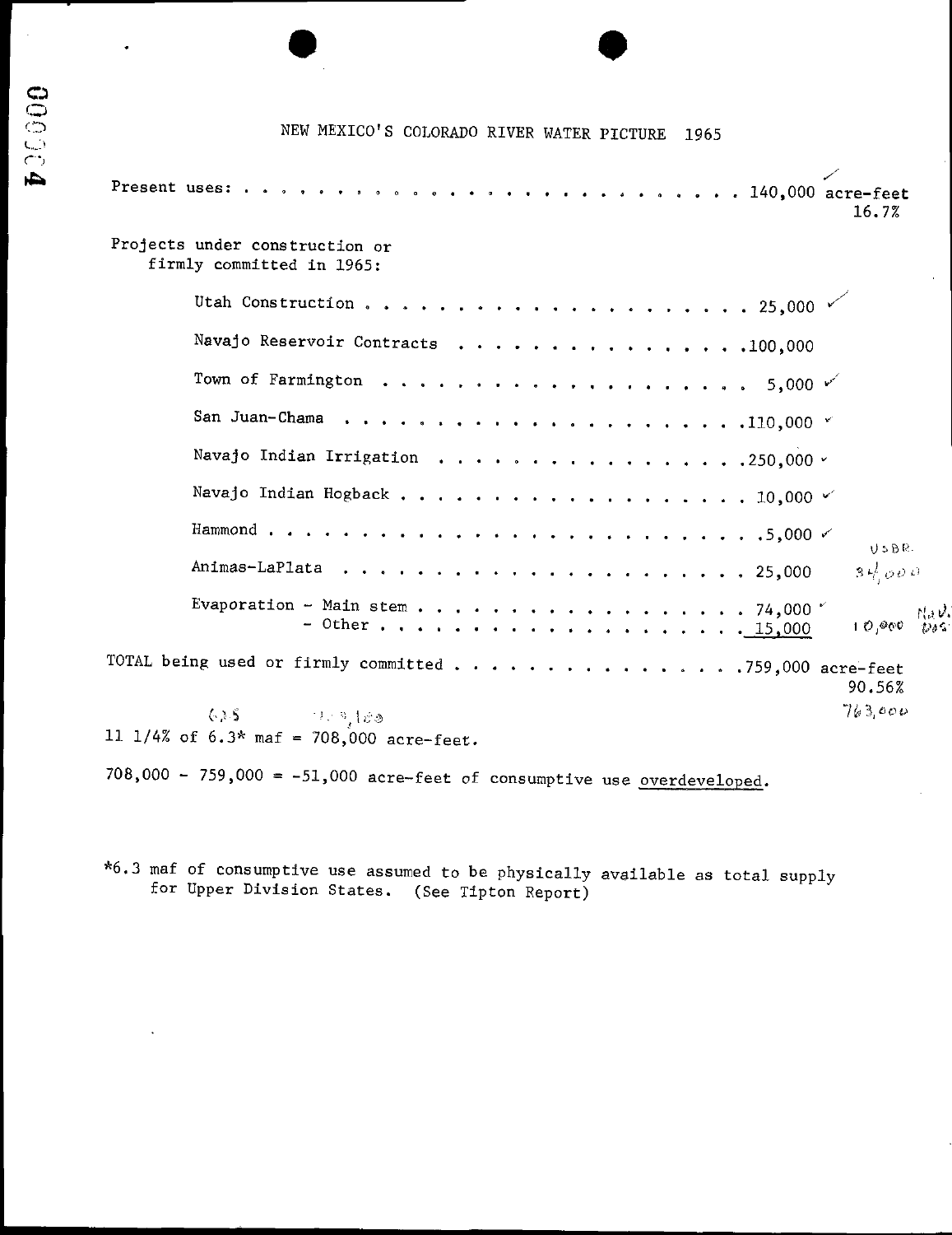# NEW MEXICO'S COLORADO RIVER WATER PICTURE 1965

Present uses: . . . . . . . . . . . . . . . . . . . . . . . . . 140,000 acre-feet
16.7%

Projects under construction or firmly committed in 1965:

| | | |
|---|---|---|
| Utah Construction | 25,000 | |
| Navajo Reservoir Contracts | 100,000 | |
| Town of Farmington | 5,000 | |
| San Juan-Chama | 110,000 | |
| Navajo Indian Irrigation | 250,000 | |
| Navajo Indian Hogback | 10,000 | |
| Hammond | 5,000 | |
| Animas-LaPlata | 25,000 | USBR. 34,000 |
| Evaporation - Main stem | 74,000 | |
| - Other | 15,000 | 10,000 Nav. Res. |

TOTAL being used or firmly committed . . . . . . . . . . . . . . . . 759,000 acre-feet
90.56%
763,000

11 1/4% of 6.3* maf = 708,000 acre-feet.

708,000 - 759,000 = -51,000 acre-feet of consumptive use overdeveloped.

*6.3 maf of consumptive use assumed to be physically available as total supply for Upper Division States. (See Tipton Report)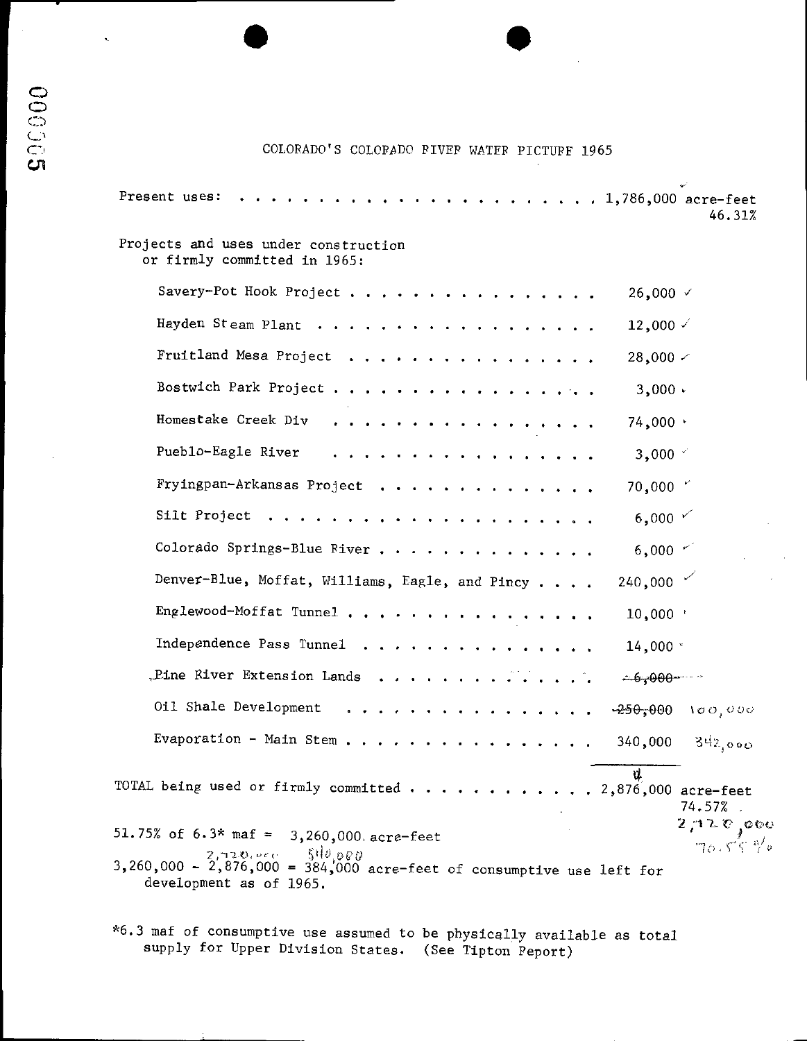# COLORADO'S COLORADO RIVER WATER PICTURE 1965

| | |
|---|---|
| Present uses: . . . . . . . . . . . . . . . . . . . . . . . . | 1,786,000 acre-feet 46.31% |

Projects and uses under construction or firmly committed in 1965:

| Project | Acre-feet | |
|---|---|---|
| Savery-Pot Hook Project . . . . . . . . . . . . . . . . | 26,000 ✓ | |
| Hayden Steam Plant . . . . . . . . . . . . . . . . . . . | 12,000 ✓ | |
| Fruitland Mesa Project . . . . . . . . . . . . . . . . | 28,000 ✓ | |
| Bostwich Park Project . . . . . . . . . . . . . . . . . | 3,000 | |
| Homestake Creek Div . . . . . . . . . . . . . . . . . . | 74,000 | |
| Pueblo-Eagle River . . . . . . . . . . . . . . . . . . | 3,000 | |
| Fryingpan-Arkansas Project . . . . . . . . . . . . . . | 70,000 | |
| Silt Project . . . . . . . . . . . . . . . . . . . . . | 6,000 ✓ | |
| Colorado Springs-Blue River . . . . . . . . . . . . . . | 6,000 | |
| Denver-Blue, Moffat, Williams, Eagle, and Piney . . . . | 240,000 ✓ | |
| Englewood-Moffat Tunnel . . . . . . . . . . . . . . . . | 10,000 | |
| Independence Pass Tunnel . . . . . . . . . . . . . . . | 14,000 | |
| Pine River Extension Lands . . . . . . . . . . . . . . | ~~6,000~~ | |
| Oil Shale Development . . . . . . . . . . . . . . . . . | ~~250,000~~ | 100,000 |
| Evaporation - Main Stem . . . . . . . . . . . . . . . . | 340,000 | 342,000 |

TOTAL being used or firmly committed . . . . . . . . . . . . 2,876,000 acre-feet 74.57%

2,720,000
70.55%

51.75% of 6.3* maf = 3,260,000 acre-feet

3,260,000 - 2,876,000 = 384,000 acre-feet of consumptive use left for development as of 1965.

(handwritten: 2,720,000 540,000)

*6.3 maf of consumptive use assumed to be physically available as total supply for Upper Division States. (See Tipton Report)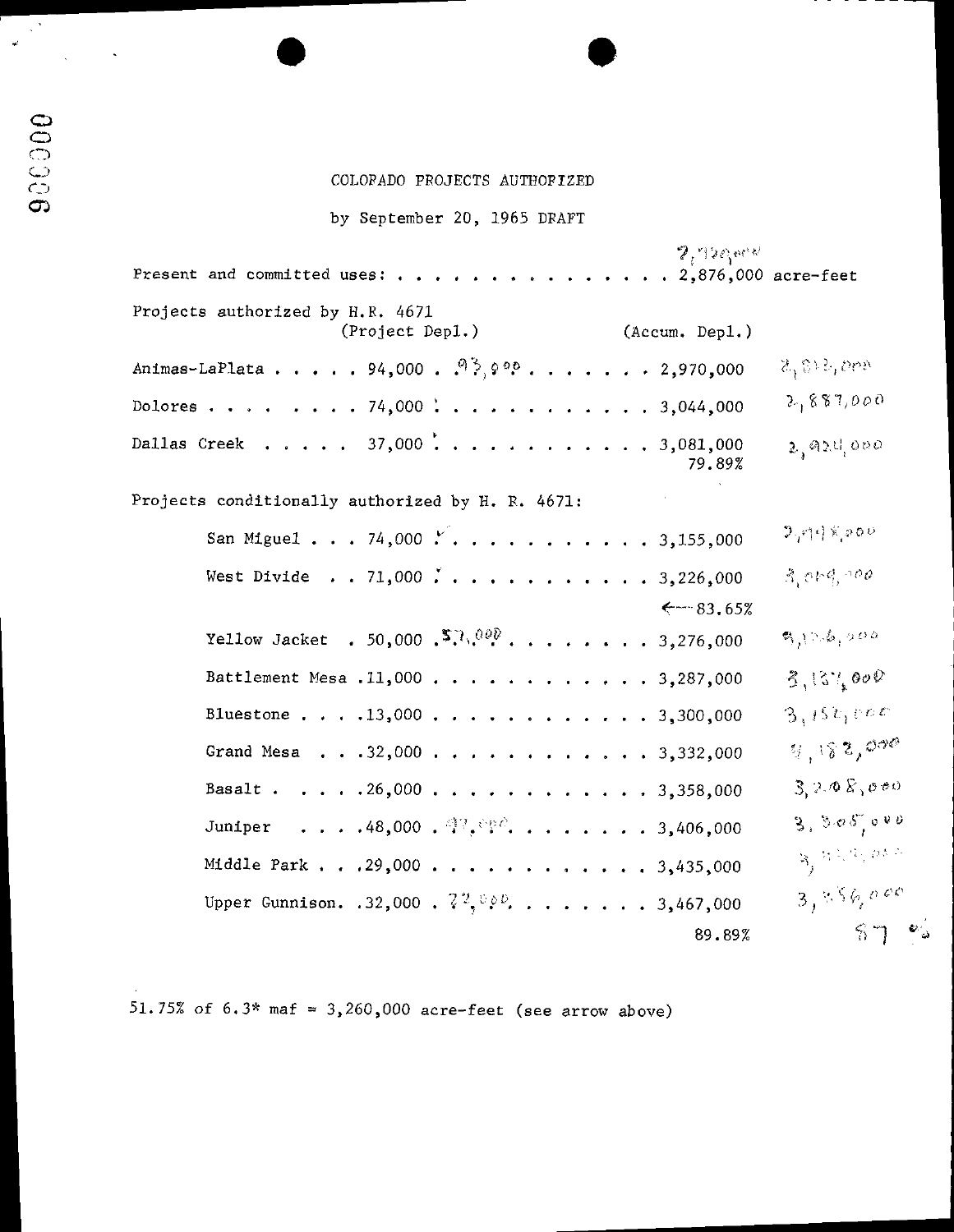# COLORADO PROJECTS AUTHORIZED

by September 20, 1965 DRAFT

Present and committed uses: . . . . . . . . . . . . . . . 2,876,000 acre-feet (handwritten: 2,720,000)

Projects authorized by H.R. 4671

| Project | (Project Depl.) | | (Accum. Depl.) | |
|---|---|---|---|---|
| Animas-LaPlata | 94,000 | 93,000 | 2,970,000 | 2,813,000 |
| Dolores | 74,000 | | 3,044,000 | 2,887,000 |
| Dallas Creek | 37,000 | | 3,081,000 | 2,924,000 |
| | | | 79.89% | |

Projects conditionally authorized by H. R. 4671:

| Project | (Project Depl.) | | (Accum. Depl.) | |
|---|---|---|---|---|
| San Miguel | 74,000 | | 3,155,000 | 2,998,000 |
| West Divide | 71,000 | | 3,226,000 | 3,069,000 |
| | | | ←— 83.65% | |
| Yellow Jacket | 50,000 | 57,000 | 3,276,000 | 3,126,000 |
| Battlement Mesa | 11,000 | | 3,287,000 | 3,137,000 |
| Bluestone | 13,000 | | 3,300,000 | 3,150,000 |
| Grand Mesa | 32,000 | | 3,332,000 | 3,182,000 |
| Basalt | 26,000 | | 3,358,000 | 3,208,000 |
| Juniper | 48,000 | 47,000 | 3,406,000 | 3,305,000 |
| Middle Park | 29,000 | | 3,435,000 | 3,334,000 |
| Upper Gunnison | 32,000 | 22,000 | 3,467,000 | 3,356,000 |
| | | | 89.89% | 87% |

51.75% of 6.3* maf = 3,260,000 acre-feet (see arrow above)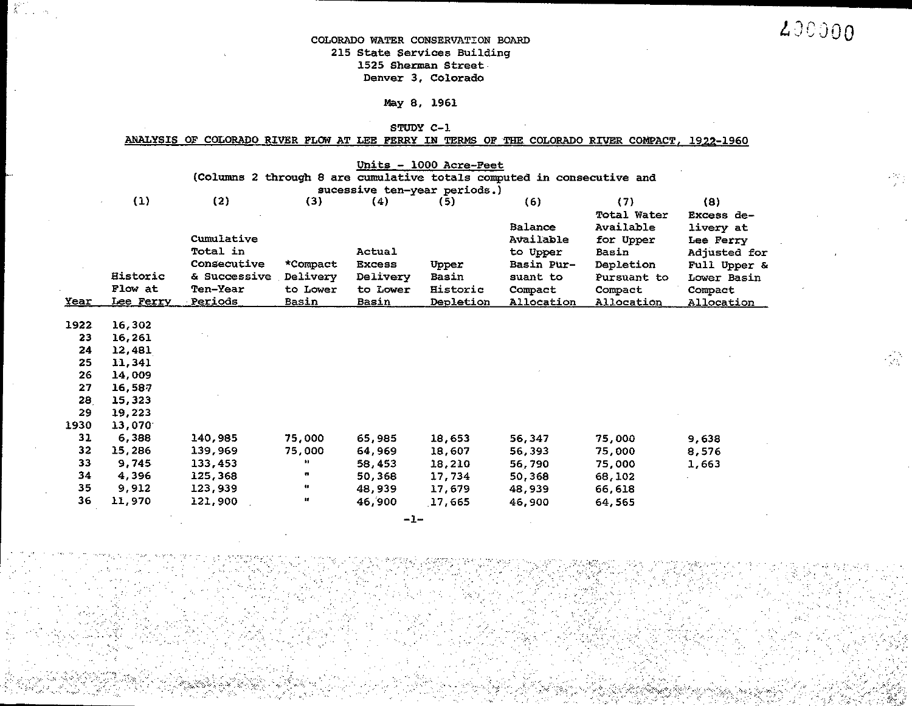400000

COLORADO WATER CONSERVATION BOARD
215 State Services Building
1525 Sherman Street
Denver 3, Colorado

May 8, 1961

STUDY C-1

**ANALYSIS OF COLORADO RIVER FLOW AT LEE FERRY IN TERMS OF THE COLORADO RIVER COMPACT, 1922-1960**

Units - 1000 Acre-Feet
(Columns 2 through 8 are cumulative totals computed in consecutive and sucessive ten-year periods.)

| Year | (1) Historic Flow at Lee Ferry | (2) Cumulative Total in Consecutive & Successive Ten-Year Periods | (3) *Compact Delivery to Lower Basin | (4) Actual Excess Delivery to Lower Basin | (5) Upper Basin Historic Depletion | (6) Balance Available to Upper Basin Pursuant to Compact Allocation | (7) Total Water Available for Upper Basin Depletion Pursuant to Compact Allocation | (8) Excess delivery at Lee Ferry Adjusted for Full Upper & Lower Basin Compact Allocation |
|---|---|---|---|---|---|---|---|---|
| 1922 | 16,302 | | | | | | | |
| 23 | 16,261 | | | | | | | |
| 24 | 12,481 | | | | | | | |
| 25 | 11,341 | | | | | | | |
| 26 | 14,009 | | | | | | | |
| 27 | 16,587 | | | | | | | |
| 28 | 15,323 | | | | | | | |
| 29 | 19,223 | | | | | | | |
| 1930 | 13,070 | | | | | | | |
| 31 | 6,388 | 140,985 | 75,000 | 65,985 | 18,653 | 56,347 | 75,000 | 9,638 |
| 32 | 15,286 | 139,969 | 75,000 | 64,969 | 18,607 | 56,393 | 75,000 | 8,576 |
| 33 | 9,745 | 133,453 | " | 58,453 | 18,210 | 56,790 | 75,000 | 1,663 |
| 34 | 4,396 | 125,368 | " | 50,368 | 17,734 | 50,368 | 68,102 | |
| 35 | 9,912 | 123,939 | " | 48,939 | 17,679 | 48,939 | 66,618 | |
| 36 | 11,970 | 121,900 | " | 46,900 | 17,665 | 46,900 | 64,565 | |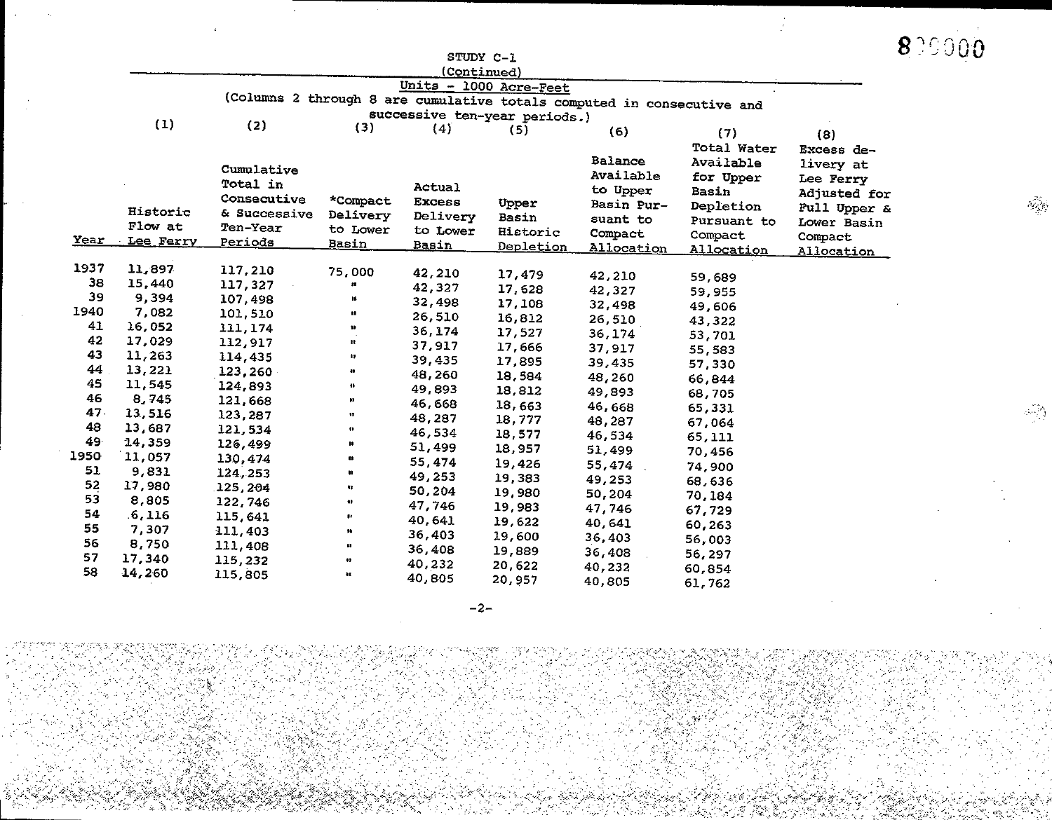STUDY C-1
(Continued)

Units - 1000 Acre-Feet

(Columns 2 through 8 are cumulative totals computed in consecutive and successive ten-year periods.)

| Year | (1) Historic Flow at Lee Ferry | (2) Cumulative Total in Consecutive & Successive Ten-Year Periods | (3) *Compact Delivery to Lower Basin | (4) Actual Excess Delivery to Lower Basin | (5) Upper Basin Historic Depletion | (6) Balance Available to Upper Basin Pursuant to Compact Allocation | (7) Total Water Available for Upper Basin Depletion Pursuant to Compact Allocation | (8) Excess delivery at Lee Ferry Adjusted for Full Upper & Lower Basin Compact Allocation |
|---|---|---|---|---|---|---|---|---|
| 1937 | 11,897 | 117,210 | 75,000 | 42,210 | 17,479 | 42,210 | 59,689 | |
| 38 | 15,440 | 117,327 | " | 42,327 | 17,628 | 42,327 | 59,955 | |
| 39 | 9,394 | 107,498 | " | 32,498 | 17,108 | 32,498 | 49,606 | |
| 1940 | 7,082 | 101,510 | " | 26,510 | 16,812 | 26,510 | 43,322 | |
| 41 | 16,052 | 111,174 | " | 36,174 | 17,527 | 36,174 | 53,701 | |
| 42 | 17,029 | 112,917 | " | 37,917 | 17,666 | 37,917 | 55,583 | |
| 43 | 11,263 | 114,435 | " | 39,435 | 17,895 | 39,435 | 57,330 | |
| 44 | 13,221 | 123,260 | " | 48,260 | 18,584 | 48,260 | 66,844 | |
| 45 | 11,545 | 124,893 | " | 49,893 | 18,812 | 49,893 | 68,705 | |
| 46 | 8,745 | 121,668 | " | 46,668 | 18,663 | 46,668 | 65,331 | |
| 47 | 13,516 | 123,287 | " | 48,287 | 18,777 | 48,287 | 67,064 | |
| 48 | 13,687 | 121,534 | " | 46,534 | 18,577 | 46,534 | 65,111 | |
| 49 | 14,359 | 126,499 | " | 51,499 | 18,957 | 51,499 | 70,456 | |
| 1950 | 11,057 | 130,474 | " | 55,474 | 19,426 | 55,474 | 74,900 | |
| 51 | 9,831 | 124,253 | " | 49,253 | 19,383 | 49,253 | 68,636 | |
| 52 | 17,980 | 125,204 | " | 50,204 | 19,980 | 50,204 | 70,184 | |
| 53 | 8,805 | 122,746 | " | 47,746 | 19,983 | 47,746 | 67,729 | |
| 54 | 6,116 | 115,641 | " | 40,641 | 19,622 | 40,641 | 60,263 | |
| 55 | 7,307 | 111,403 | " | 36,403 | 19,600 | 36,403 | 56,003 | |
| 56 | 8,750 | 111,408 | " | 36,408 | 19,889 | 36,408 | 56,297 | |
| 57 | 17,340 | 115,232 | " | 40,232 | 20,622 | 40,232 | 60,854 | |
| 58 | 14,260 | 115,805 | " | 40,805 | 20,957 | 40,805 | 61,762 | |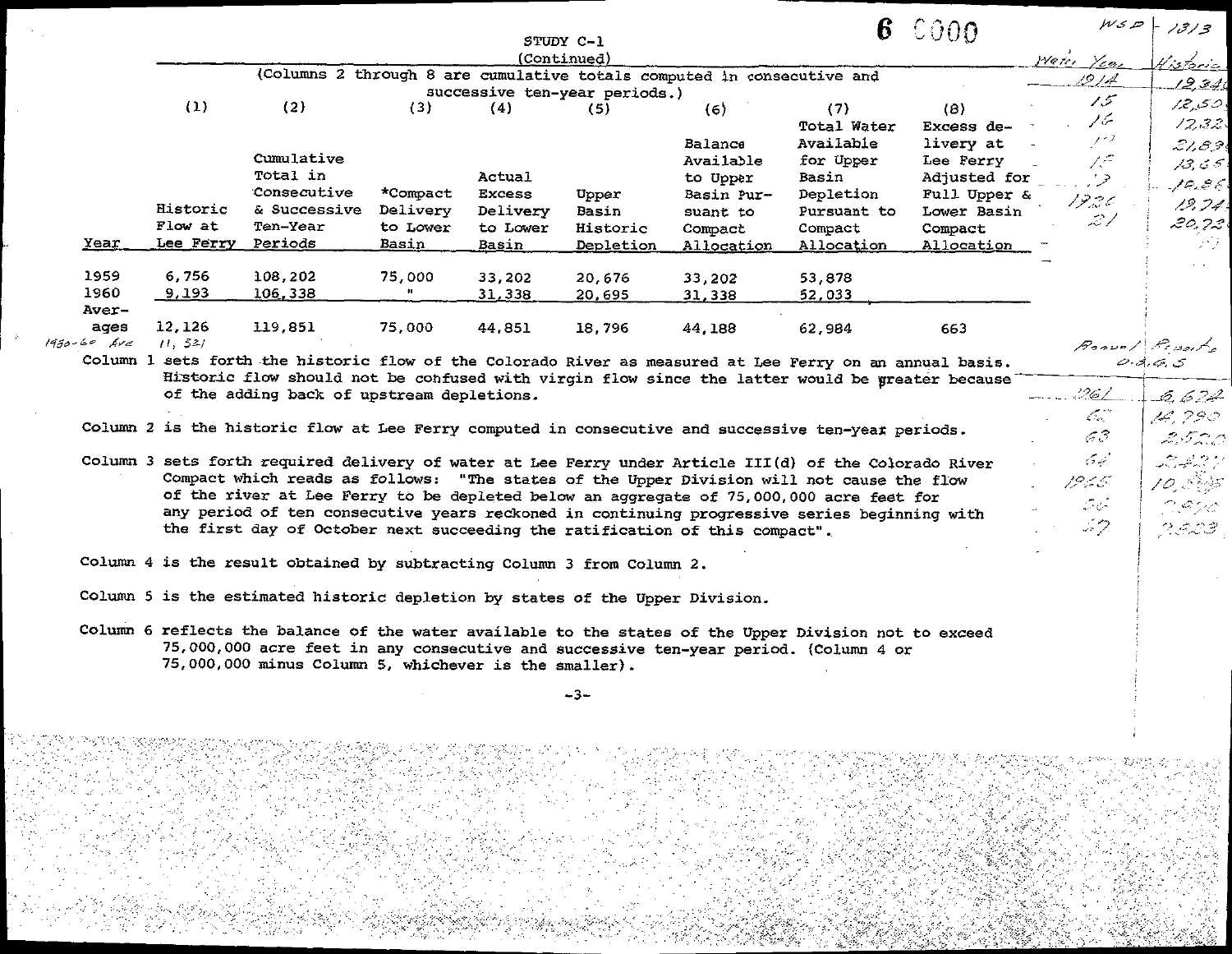STUDY C-1
(Continued)

(Columns 2 through 8 are cumulative totals computed in consecutive and successive ten-year periods.)

| Year | (1) Historic Flow at Lee Ferry | (2) Cumulative Total in Consecutive & Successive Ten-Year Periods | (3) *Compact Delivery to Lower Basin | (4) Actual Excess Delivery to Lower Basin | (5) Upper Basin Historic Depletion | (6) Balance Available to Upper Basin Pursuant to Compact Allocation | (7) Total Water Available for Upper Basin Depletion Pursuant to Compact Allocation | (8) Excess delivery at Lee Ferry Adjusted for Full Upper & Lower Basin Compact Allocation |
|---|---|---|---|---|---|---|---|---|
| 1959 | 6,756 | 108,202 | 75,000 | 33,202 | 20,676 | 33,202 | 53,878 | |
| 1960 | 9,193 | 106,338 | " | 31,338 | 20,695 | 31,338 | 52,033 | |
| Averages | 12,126 | 119,851 | 75,000 | 44,851 | 18,796 | 44,188 | 62,984 | 663 |
| 1930-60 Ave | 11,521 | | | | | | | |

Column 1 sets forth the historic flow of the Colorado River as measured at Lee Ferry on an annual basis. Historic flow should not be confused with virgin flow since the latter would be greater because of the adding back of upstream depletions.

Column 2 is the historic flow at Lee Ferry computed in consecutive and successive ten-year periods.

Column 3 sets forth required delivery of water at Lee Ferry under Article III(d) of the Colorado River Compact which reads as follows: "The states of the Upper Division will not cause the flow of the river at Lee Ferry to be depleted below an aggregate of 75,000,000 acre feet for any period of ten consecutive years reckoned in continuing progressive series beginning with the first day of October next succeeding the ratification of this compact".

Column 4 is the result obtained by subtracting Column 3 from Column 2.

Column 5 is the estimated historic depletion by states of the Upper Division.

Column 6 reflects the balance of the water available to the states of the Upper Division not to exceed 75,000,000 acre feet in any consecutive and successive ten-year period. (Column 4 or 75,000,000 minus Column 5, whichever is the smaller).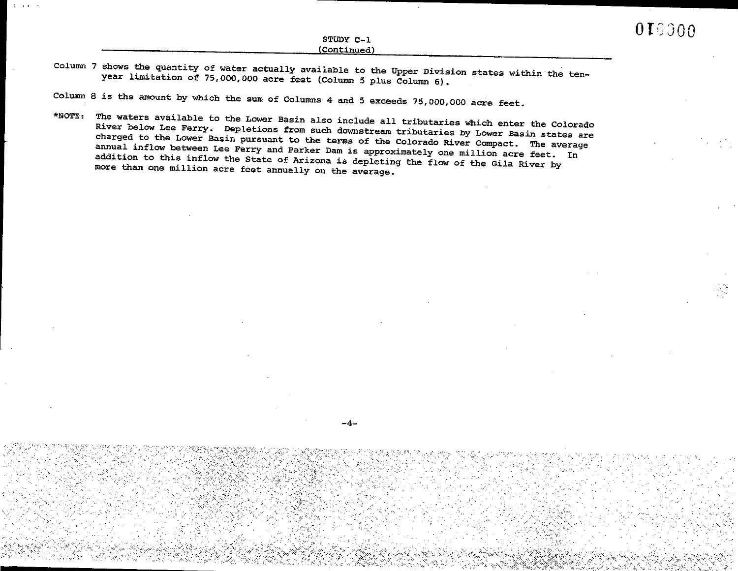STUDY C-1
(Continued)

Column 7 shows the quantity of water actually available to the Upper Division states within the ten-year limitation of 75,000,000 acre feet (Column 5 plus Column 6).

Column 8 is the amount by which the sum of Columns 4 and 5 exceeds 75,000,000 acre feet.

*NOTE: The waters available to the Lower Basin also include all tributaries which enter the Colorado River below Lee Ferry. Depletions from such downstream tributaries by Lower Basin states are charged to the Lower Basin pursuant to the terms of the Colorado River Compact. The average annual inflow between Lee Ferry and Parker Dam is approximately one million acre feet. In addition to this inflow the State of Arizona is depleting the flow of the Gila River by more than one million acre feet annually on the average.